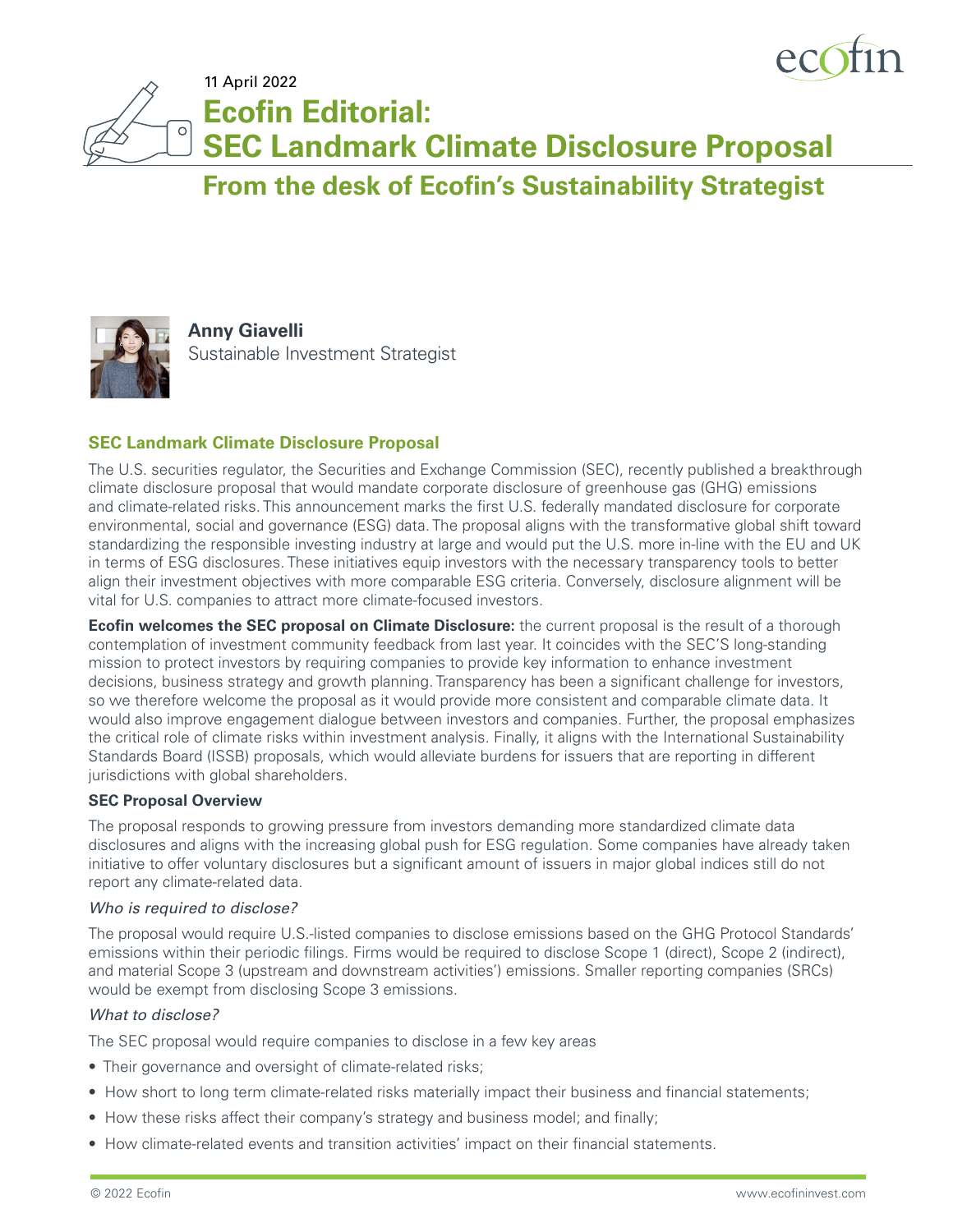11 April 2022

# Ecofin Editorial: SEC Landmark Climate Disclosure Proposal

## From the desk of Ecofin's Sustainability Strategist

**Anny Giavelli**
Sustainable Investment Strategist

### SEC Landmark Climate Disclosure Proposal

The U.S. securities regulator, the Securities and Exchange Commission (SEC), recently published a breakthrough climate disclosure proposal that would mandate corporate disclosure of greenhouse gas (GHG) emissions and climate-related risks. This announcement marks the first U.S. federally mandated disclosure for corporate environmental, social and governance (ESG) data. The proposal aligns with the transformative global shift toward standardizing the responsible investing industry at large and would put the U.S. more in-line with the EU and UK in terms of ESG disclosures. These initiatives equip investors with the necessary transparency tools to better align their investment objectives with more comparable ESG criteria. Conversely, disclosure alignment will be vital for U.S. companies to attract more climate-focused investors.

**Ecofin welcomes the SEC proposal on Climate Disclosure:** the current proposal is the result of a thorough contemplation of investment community feedback from last year. It coincides with the SEC'S long-standing mission to protect investors by requiring companies to provide key information to enhance investment decisions, business strategy and growth planning. Transparency has been a significant challenge for investors, so we therefore welcome the proposal as it would provide more consistent and comparable climate data. It would also improve engagement dialogue between investors and companies. Further, the proposal emphasizes the critical role of climate risks within investment analysis. Finally, it aligns with the International Sustainability Standards Board (ISSB) proposals, which would alleviate burdens for issuers that are reporting in different jurisdictions with global shareholders.

#### SEC Proposal Overview

The proposal responds to growing pressure from investors demanding more standardized climate data disclosures and aligns with the increasing global push for ESG regulation. Some companies have already taken initiative to offer voluntary disclosures but a significant amount of issuers in major global indices still do not report any climate-related data.

*Who is required to disclose?*

The proposal would require U.S.-listed companies to disclose emissions based on the GHG Protocol Standards' emissions within their periodic filings. Firms would be required to disclose Scope 1 (direct), Scope 2 (indirect), and material Scope 3 (upstream and downstream activities') emissions. Smaller reporting companies (SRCs) would be exempt from disclosing Scope 3 emissions.

*What to disclose?*

The SEC proposal would require companies to disclose in a few key areas

- Their governance and oversight of climate-related risks;
- How short to long term climate-related risks materially impact their business and financial statements;
- How these risks affect their company's strategy and business model; and finally;
- How climate-related events and transition activities' impact on their financial statements.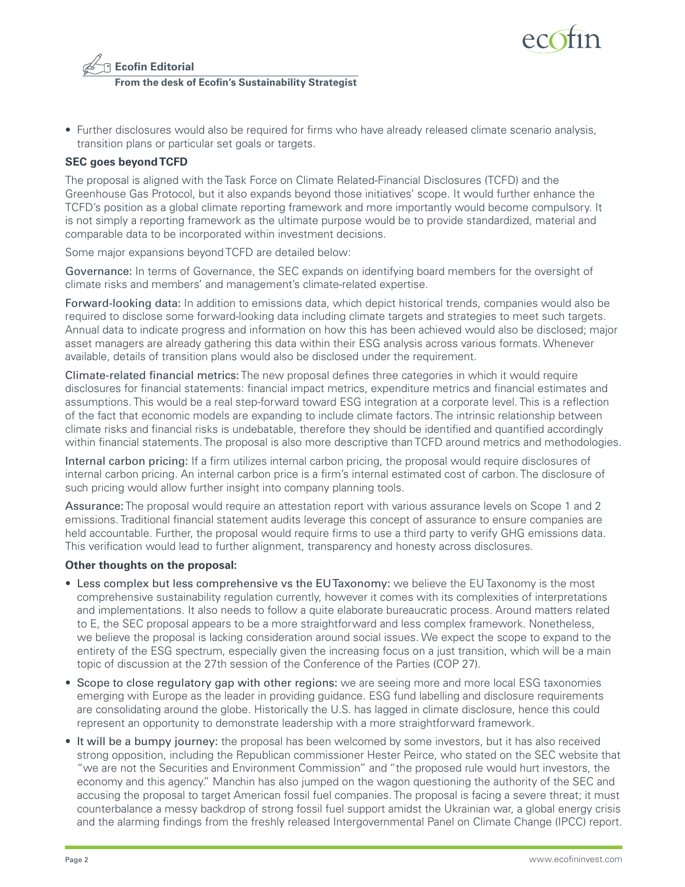- Further disclosures would also be required for firms who have already released climate scenario analysis, transition plans or particular set goals or targets.

**SEC goes beyond TCFD**

The proposal is aligned with the Task Force on Climate Related-Financial Disclosures (TCFD) and the Greenhouse Gas Protocol, but it also expands beyond those initiatives' scope. It would further enhance the TCFD's position as a global climate reporting framework and more importantly would become compulsory. It is not simply a reporting framework as the ultimate purpose would be to provide standardized, material and comparable data to be incorporated within investment decisions.

Some major expansions beyond TCFD are detailed below:

Governance: In terms of Governance, the SEC expands on identifying board members for the oversight of climate risks and members' and management's climate-related expertise.

Forward-looking data: In addition to emissions data, which depict historical trends, companies would also be required to disclose some forward-looking data including climate targets and strategies to meet such targets. Annual data to indicate progress and information on how this has been achieved would also be disclosed; major asset managers are already gathering this data within their ESG analysis across various formats. Whenever available, details of transition plans would also be disclosed under the requirement.

Climate-related financial metrics: The new proposal defines three categories in which it would require disclosures for financial statements: financial impact metrics, expenditure metrics and financial estimates and assumptions. This would be a real step-forward toward ESG integration at a corporate level. This is a reflection of the fact that economic models are expanding to include climate factors. The intrinsic relationship between climate risks and financial risks is undebatable, therefore they should be identified and quantified accordingly within financial statements. The proposal is also more descriptive than TCFD around metrics and methodologies.

Internal carbon pricing: If a firm utilizes internal carbon pricing, the proposal would require disclosures of internal carbon pricing. An internal carbon price is a firm's internal estimated cost of carbon. The disclosure of such pricing would allow further insight into company planning tools.

Assurance: The proposal would require an attestation report with various assurance levels on Scope 1 and 2 emissions. Traditional financial statement audits leverage this concept of assurance to ensure companies are held accountable. Further, the proposal would require firms to use a third party to verify GHG emissions data. This verification would lead to further alignment, transparency and honesty across disclosures.

**Other thoughts on the proposal:**

- Less complex but less comprehensive vs the EU Taxonomy: we believe the EU Taxonomy is the most comprehensive sustainability regulation currently, however it comes with its complexities of interpretations and implementations. It also needs to follow a quite elaborate bureaucratic process. Around matters related to E, the SEC proposal appears to be a more straightforward and less complex framework. Nonetheless, we believe the proposal is lacking consideration around social issues. We expect the scope to expand to the entirety of the ESG spectrum, especially given the increasing focus on a just transition, which will be a main topic of discussion at the 27th session of the Conference of the Parties (COP 27).
- Scope to close regulatory gap with other regions: we are seeing more and more local ESG taxonomies emerging with Europe as the leader in providing guidance. ESG fund labelling and disclosure requirements are consolidating around the globe. Historically the U.S. has lagged in climate disclosure, hence this could represent an opportunity to demonstrate leadership with a more straightforward framework.
- It will be a bumpy journey: the proposal has been welcomed by some investors, but it has also received strong opposition, including the Republican commissioner Hester Peirce, who stated on the SEC website that "we are not the Securities and Environment Commission" and "the proposed rule would hurt investors, the economy and this agency." Manchin has also jumped on the wagon questioning the authority of the SEC and accusing the proposal to target American fossil fuel companies. The proposal is facing a severe threat; it must counterbalance a messy backdrop of strong fossil fuel support amidst the Ukrainian war, a global energy crisis and the alarming findings from the freshly released Intergovernmental Panel on Climate Change (IPCC) report.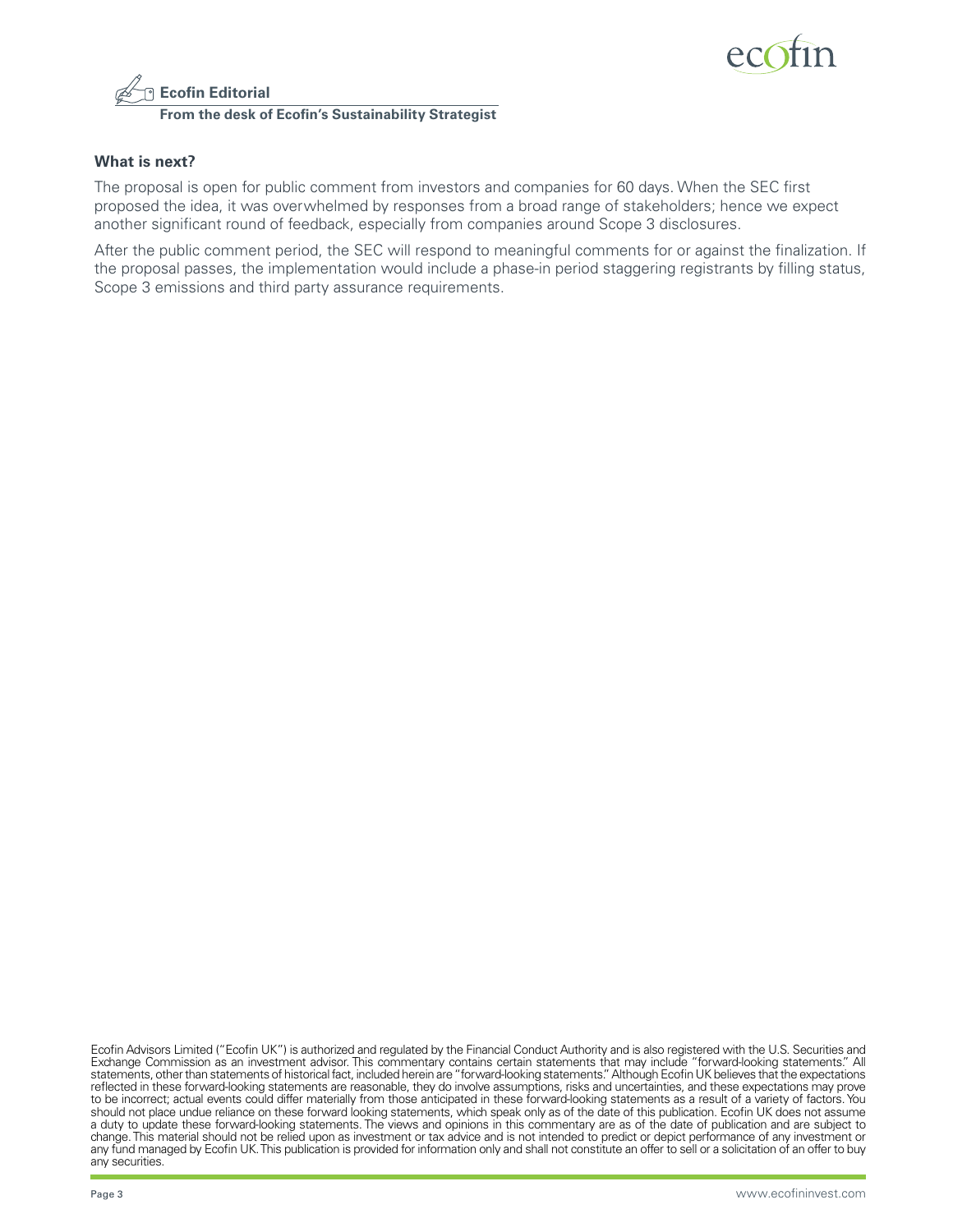### What is next?

The proposal is open for public comment from investors and companies for 60 days. When the SEC first proposed the idea, it was overwhelmed by responses from a broad range of stakeholders; hence we expect another significant round of feedback, especially from companies around Scope 3 disclosures.

After the public comment period, the SEC will respond to meaningful comments for or against the finalization. If the proposal passes, the implementation would include a phase-in period staggering registrants by filling status, Scope 3 emissions and third party assurance requirements.

Ecofin Advisors Limited ("Ecofin UK") is authorized and regulated by the Financial Conduct Authority and is also registered with the U.S. Securities and Exchange Commission as an investment advisor. This commentary contains certain statements that may include "forward-looking statements." All statements, other than statements of historical fact, included herein are "forward-looking statements." Although Ecofin UK believes that the expectations reflected in these forward-looking statements are reasonable, they do involve assumptions, risks and uncertainties, and these expectations may prove to be incorrect; actual events could differ materially from those anticipated in these forward-looking statements as a result of a variety of factors. You should not place undue reliance on these forward looking statements, which speak only as of the date of this publication. Ecofin UK does not assume a duty to update these forward-looking statements. The views and opinions in this commentary are as of the date of publication and are subject to change. This material should not be relied upon as investment or tax advice and is not intended to predict or depict performance of any investment or any fund managed by Ecofin UK. This publication is provided for information only and shall not constitute an offer to sell or a solicitation of an offer to buy any securities.